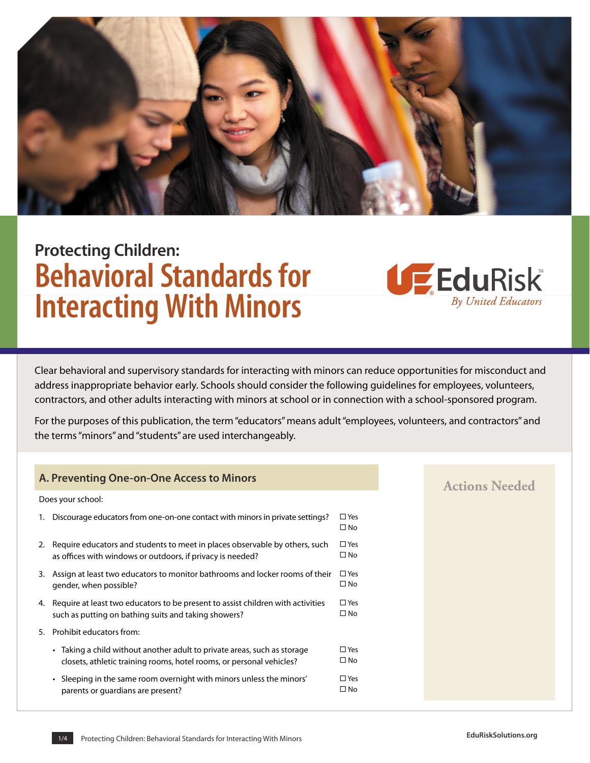Protecting Children:

# Behavioral Standards for Interacting With Minors

EduRisk™
*By United Educators*

Clear behavioral and supervisory standards for interacting with minors can reduce opportunities for misconduct and address inappropriate behavior early. Schools should consider the following guidelines for employees, volunteers, contractors, and other adults interacting with minors at school or in connection with a school-sponsored program.

For the purposes of this publication, the term "educators" means adult "employees, volunteers, and contractors" and the terms "minors" and "students" are used interchangeably.

## A. Preventing One-on-One Access to Minors

Does your school:

1. Discourage educators from one-on-one contact with minors in private settings? ☐ Yes ☐ No
2. Require educators and students to meet in places observable by others, such as offices with windows or outdoors, if privacy is needed? ☐ Yes ☐ No
3. Assign at least two educators to monitor bathrooms and locker rooms of their gender, when possible? ☐ Yes ☐ No
4. Require at least two educators to be present to assist children with activities such as putting on bathing suits and taking showers? ☐ Yes ☐ No
5. Prohibit educators from:
   - Taking a child without another adult to private areas, such as storage closets, athletic training rooms, hotel rooms, or personal vehicles? ☐ Yes ☐ No
   - Sleeping in the same room overnight with minors unless the minors' parents or guardians are present? ☐ Yes ☐ No

**Actions Needed**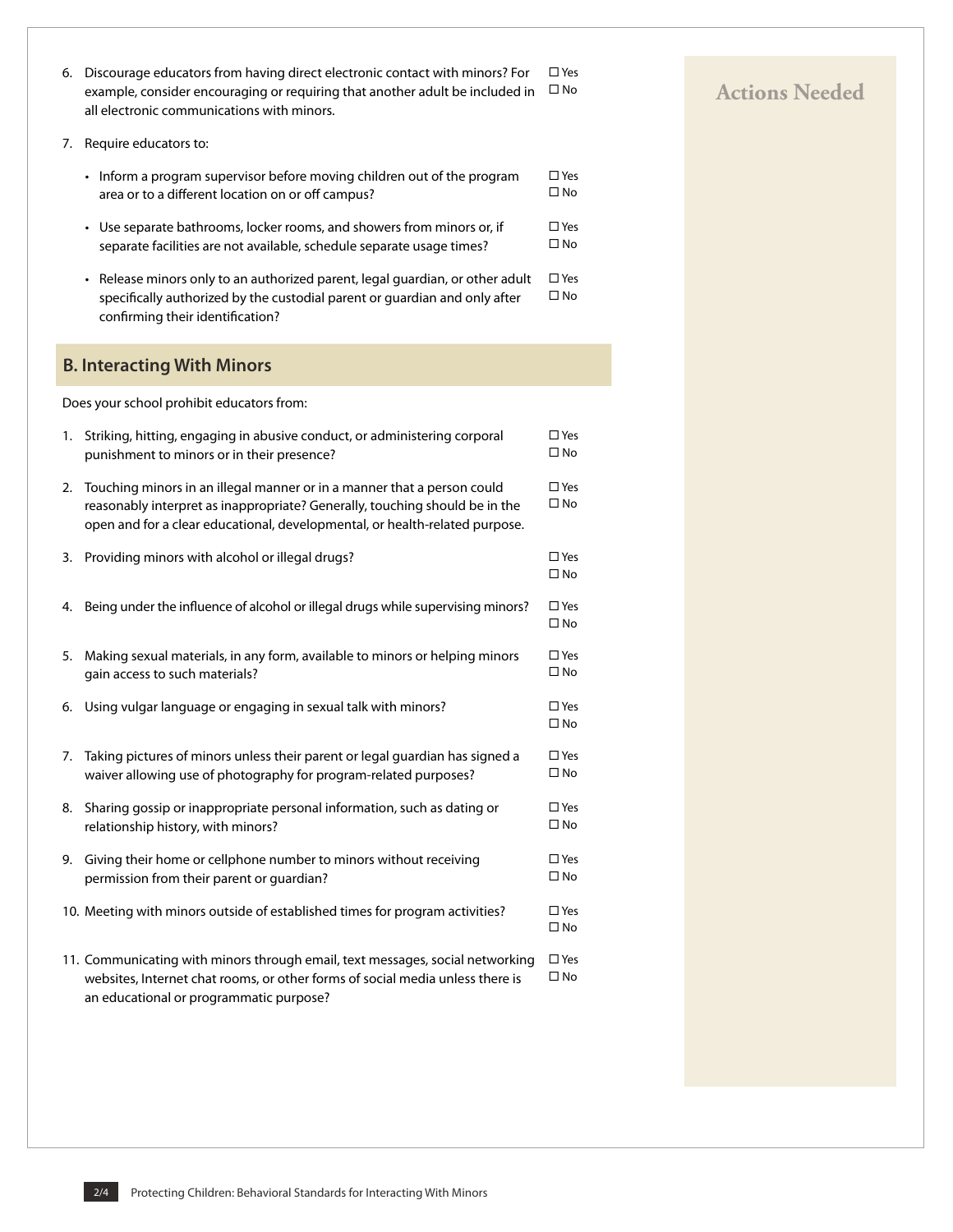6. Discourage educators from having direct electronic contact with minors? For example, consider encouraging or requiring that another adult be included in all electronic communications with minors. ☐ Yes ☐ No

7. Require educators to:

   - Inform a program supervisor before moving children out of the program area or to a different location on or off campus? ☐ Yes ☐ No

   - Use separate bathrooms, locker rooms, and showers from minors or, if separate facilities are not available, schedule separate usage times? ☐ Yes ☐ No

   - Release minors only to an authorized parent, legal guardian, or other adult specifically authorized by the custodial parent or guardian and only after confirming their identification? ☐ Yes ☐ No

## B. Interacting With Minors

Does your school prohibit educators from:

1. Striking, hitting, engaging in abusive conduct, or administering corporal punishment to minors or in their presence? ☐ Yes ☐ No

2. Touching minors in an illegal manner or in a manner that a person could reasonably interpret as inappropriate? Generally, touching should be in the open and for a clear educational, developmental, or health-related purpose. ☐ Yes ☐ No

3. Providing minors with alcohol or illegal drugs? ☐ Yes ☐ No

4. Being under the influence of alcohol or illegal drugs while supervising minors? ☐ Yes ☐ No

5. Making sexual materials, in any form, available to minors or helping minors gain access to such materials? ☐ Yes ☐ No

6. Using vulgar language or engaging in sexual talk with minors? ☐ Yes ☐ No

7. Taking pictures of minors unless their parent or legal guardian has signed a waiver allowing use of photography for program-related purposes? ☐ Yes ☐ No

8. Sharing gossip or inappropriate personal information, such as dating or relationship history, with minors? ☐ Yes ☐ No

9. Giving their home or cellphone number to minors without receiving permission from their parent or guardian? ☐ Yes ☐ No

10. Meeting with minors outside of established times for program activities? ☐ Yes ☐ No

11. Communicating with minors through email, text messages, social networking websites, Internet chat rooms, or other forms of social media unless there is an educational or programmatic purpose? ☐ Yes ☐ No

**Actions Needed**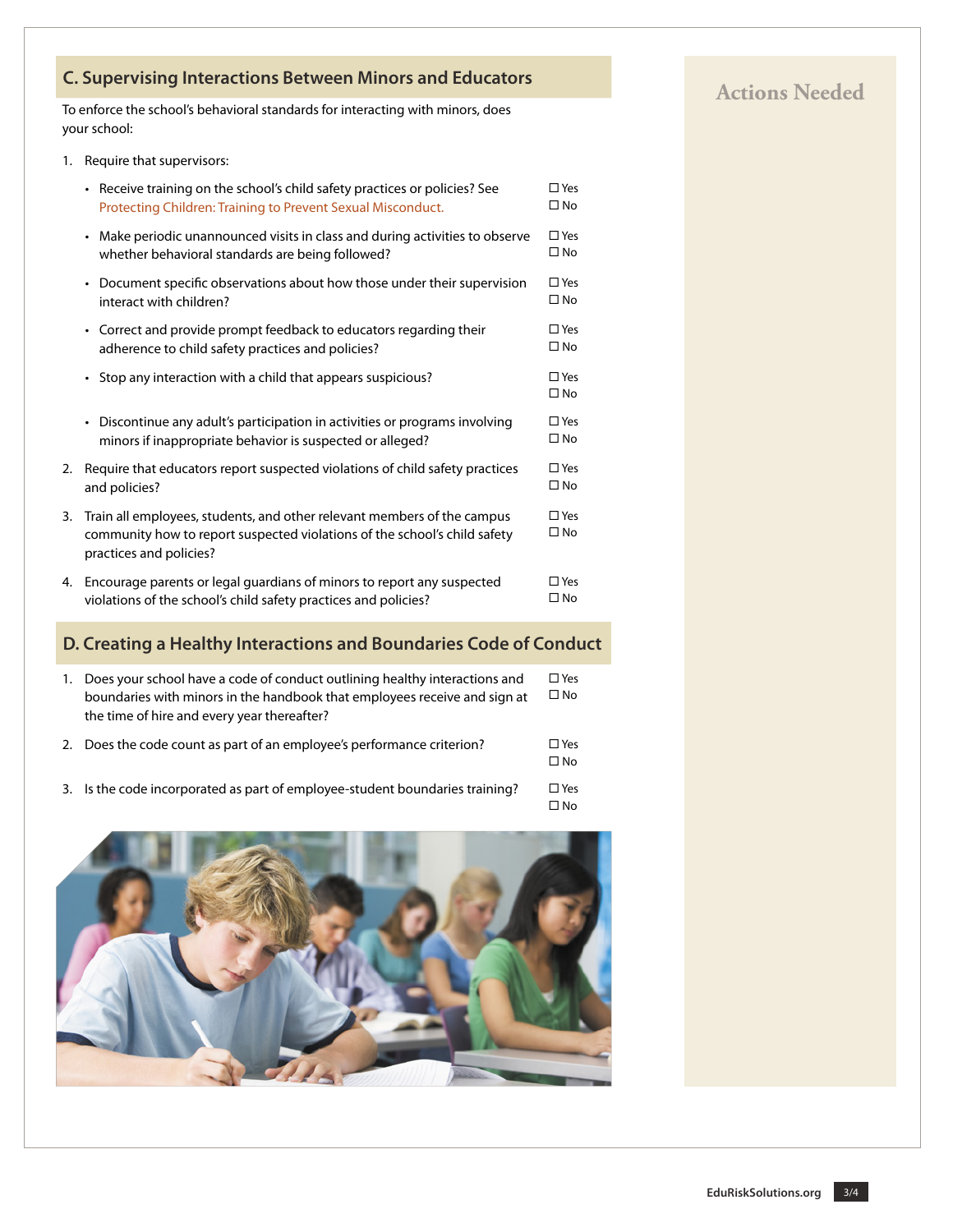## C. Supervising Interactions Between Minors and Educators

To enforce the school's behavioral standards for interacting with minors, does your school:

1. Require that supervisors:
   - Receive training on the school's child safety practices or policies? See Protecting Children: Training to Prevent Sexual Misconduct. ☐ Yes ☐ No
   - Make periodic unannounced visits in class and during activities to observe whether behavioral standards are being followed? ☐ Yes ☐ No
   - Document specific observations about how those under their supervision interact with children? ☐ Yes ☐ No
   - Correct and provide prompt feedback to educators regarding their adherence to child safety practices and policies? ☐ Yes ☐ No
   - Stop any interaction with a child that appears suspicious? ☐ Yes ☐ No
   - Discontinue any adult's participation in activities or programs involving minors if inappropriate behavior is suspected or alleged? ☐ Yes ☐ No
2. Require that educators report suspected violations of child safety practices and policies? ☐ Yes ☐ No
3. Train all employees, students, and other relevant members of the campus community how to report suspected violations of the school's child safety practices and policies? ☐ Yes ☐ No
4. Encourage parents or legal guardians of minors to report any suspected violations of the school's child safety practices and policies? ☐ Yes ☐ No

## D. Creating a Healthy Interactions and Boundaries Code of Conduct

1. Does your school have a code of conduct outlining healthy interactions and boundaries with minors in the handbook that employees receive and sign at the time of hire and every year thereafter? ☐ Yes ☐ No
2. Does the code count as part of an employee's performance criterion? ☐ Yes ☐ No
3. Is the code incorporated as part of employee-student boundaries training? ☐ Yes ☐ No

### Actions Needed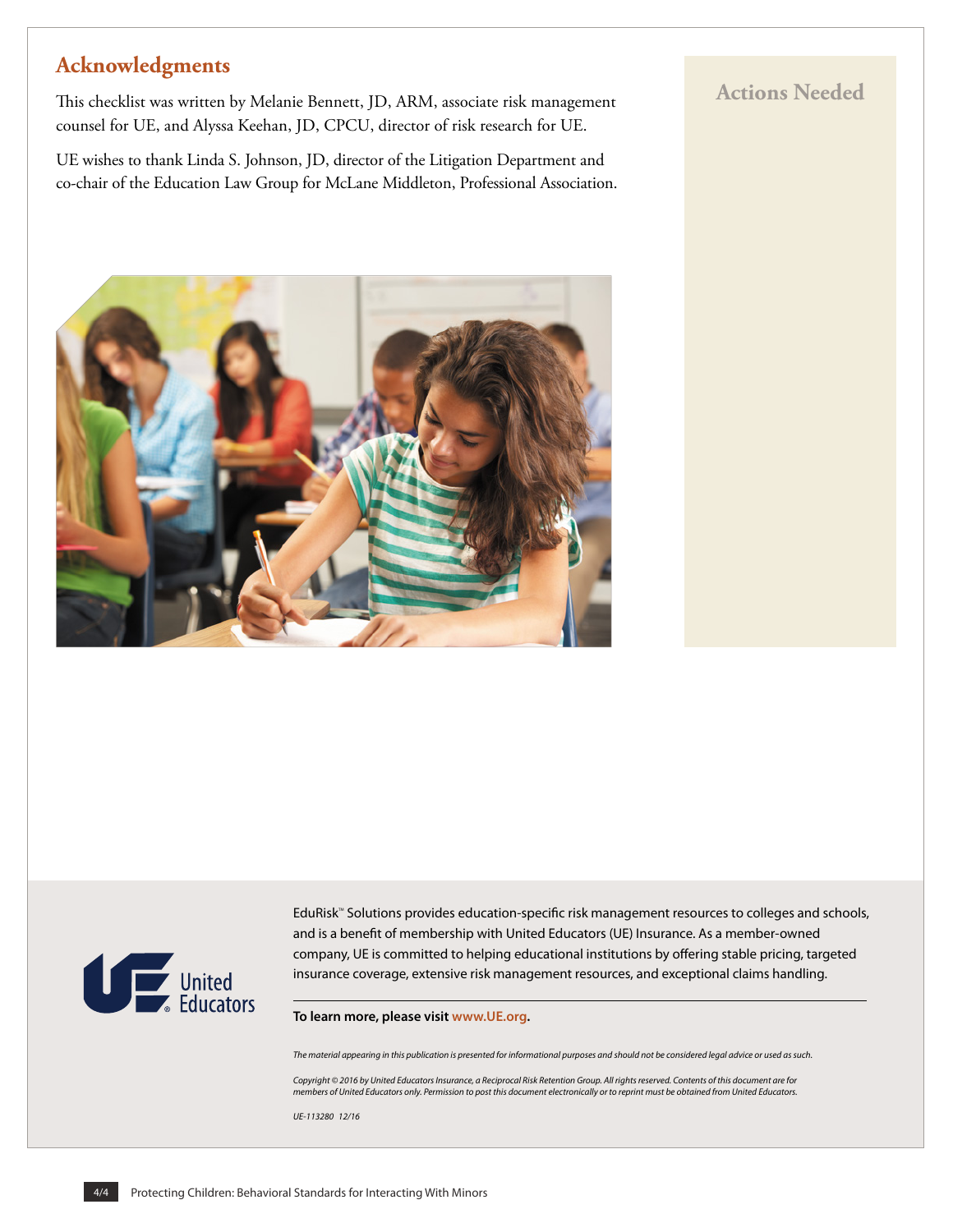## Acknowledgments

This checklist was written by Melanie Bennett, JD, ARM, associate risk management counsel for UE, and Alyssa Keehan, JD, CPCU, director of risk research for UE.

UE wishes to thank Linda S. Johnson, JD, director of the Litigation Department and co-chair of the Education Law Group for McLane Middleton, Professional Association.

## Actions Needed

United Educators

EduRisk™ Solutions provides education-specific risk management resources to colleges and schools, and is a benefit of membership with United Educators (UE) Insurance. As a member-owned company, UE is committed to helping educational institutions by offering stable pricing, targeted insurance coverage, extensive risk management resources, and exceptional claims handling.

**To learn more, please visit www.UE.org.**

*The material appearing in this publication is presented for informational purposes and should not be considered legal advice or used as such.*

*Copyright © 2016 by United Educators Insurance, a Reciprocal Risk Retention Group. All rights reserved. Contents of this document are for members of United Educators only. Permission to post this document electronically or to reprint must be obtained from United Educators.*

*UE-113280 12/16*